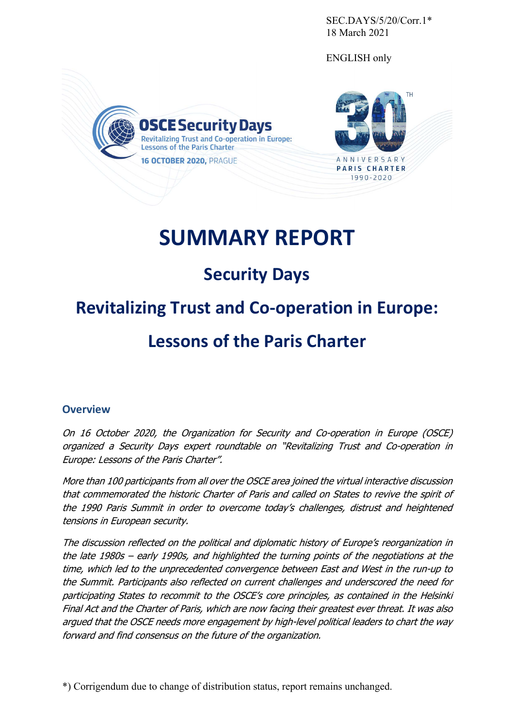SEC.DAYS/5/20/Corr.1*
18 March 2021

ENGLISH only

OSCE Security Days
Revitalizing Trust and Co-operation in Europe: Lessons of the Paris Charter
16 OCTOBER 2020, PRAGUE

30TH ANNIVERSARY PARIS CHARTER 1990-2020

# SUMMARY REPORT

## Security Days

## Revitalizing Trust and Co-operation in Europe: Lessons of the Paris Charter

### Overview

*On 16 October 2020, the Organization for Security and Co-operation in Europe (OSCE) organized a Security Days expert roundtable on "Revitalizing Trust and Co-operation in Europe: Lessons of the Paris Charter".*

*More than 100 participants from all over the OSCE area joined the virtual interactive discussion that commemorated the historic Charter of Paris and called on States to revive the spirit of the 1990 Paris Summit in order to overcome today's challenges, distrust and heightened tensions in European security.*

*The discussion reflected on the political and diplomatic history of Europe's reorganization in the late 1980s – early 1990s, and highlighted the turning points of the negotiations at the time, which led to the unprecedented convergence between East and West in the run-up to the Summit. Participants also reflected on current challenges and underscored the need for participating States to recommit to the OSCE's core principles, as contained in the Helsinki Final Act and the Charter of Paris, which are now facing their greatest ever threat. It was also argued that the OSCE needs more engagement by high-level political leaders to chart the way forward and find consensus on the future of the organization.*

*) Corrigendum due to change of distribution status, report remains unchanged.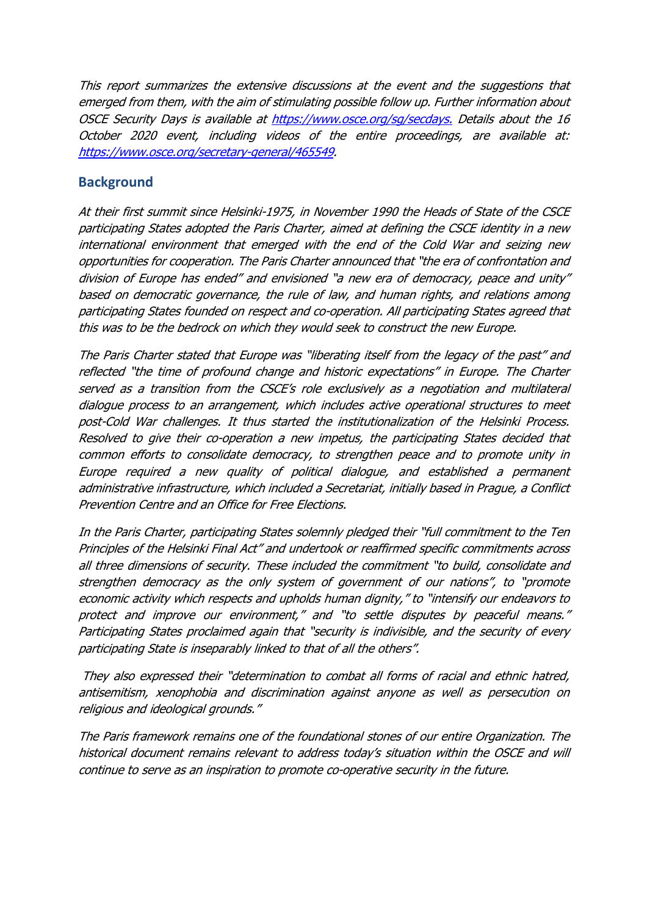*This report summarizes the extensive discussions at the event and the suggestions that emerged from them, with the aim of stimulating possible follow up. Further information about OSCE Security Days is available at [https://www.osce.org/sg/secdays.](https://www.osce.org/sg/secdays) Details about the 16 October 2020 event, including videos of the entire proceedings, are available at: [https://www.osce.org/secretary-general/465549](https://www.osce.org/secretary-general/465549).*

## Background

*At their first summit since Helsinki-1975, in November 1990 the Heads of State of the CSCE participating States adopted the Paris Charter, aimed at defining the CSCE identity in a new international environment that emerged with the end of the Cold War and seizing new opportunities for cooperation. The Paris Charter announced that "the era of confrontation and division of Europe has ended" and envisioned "a new era of democracy, peace and unity" based on democratic governance, the rule of law, and human rights, and relations among participating States founded on respect and co-operation. All participating States agreed that this was to be the bedrock on which they would seek to construct the new Europe.*

*The Paris Charter stated that Europe was "liberating itself from the legacy of the past" and reflected "the time of profound change and historic expectations" in Europe. The Charter served as a transition from the CSCE's role exclusively as a negotiation and multilateral dialogue process to an arrangement, which includes active operational structures to meet post-Cold War challenges. It thus started the institutionalization of the Helsinki Process. Resolved to give their co-operation a new impetus, the participating States decided that common efforts to consolidate democracy, to strengthen peace and to promote unity in Europe required a new quality of political dialogue, and established a permanent administrative infrastructure, which included a Secretariat, initially based in Prague, a Conflict Prevention Centre and an Office for Free Elections.*

*In the Paris Charter, participating States solemnly pledged their "full commitment to the Ten Principles of the Helsinki Final Act" and undertook or reaffirmed specific commitments across all three dimensions of security. These included the commitment "to build, consolidate and strengthen democracy as the only system of government of our nations", to "promote economic activity which respects and upholds human dignity," to "intensify our endeavors to protect and improve our environment," and "to settle disputes by peaceful means." Participating States proclaimed again that "security is indivisible, and the security of every participating State is inseparably linked to that of all the others".*

*They also expressed their "determination to combat all forms of racial and ethnic hatred, antisemitism, xenophobia and discrimination against anyone as well as persecution on religious and ideological grounds."*

*The Paris framework remains one of the foundational stones of our entire Organization. The historical document remains relevant to address today's situation within the OSCE and will continue to serve as an inspiration to promote co-operative security in the future.*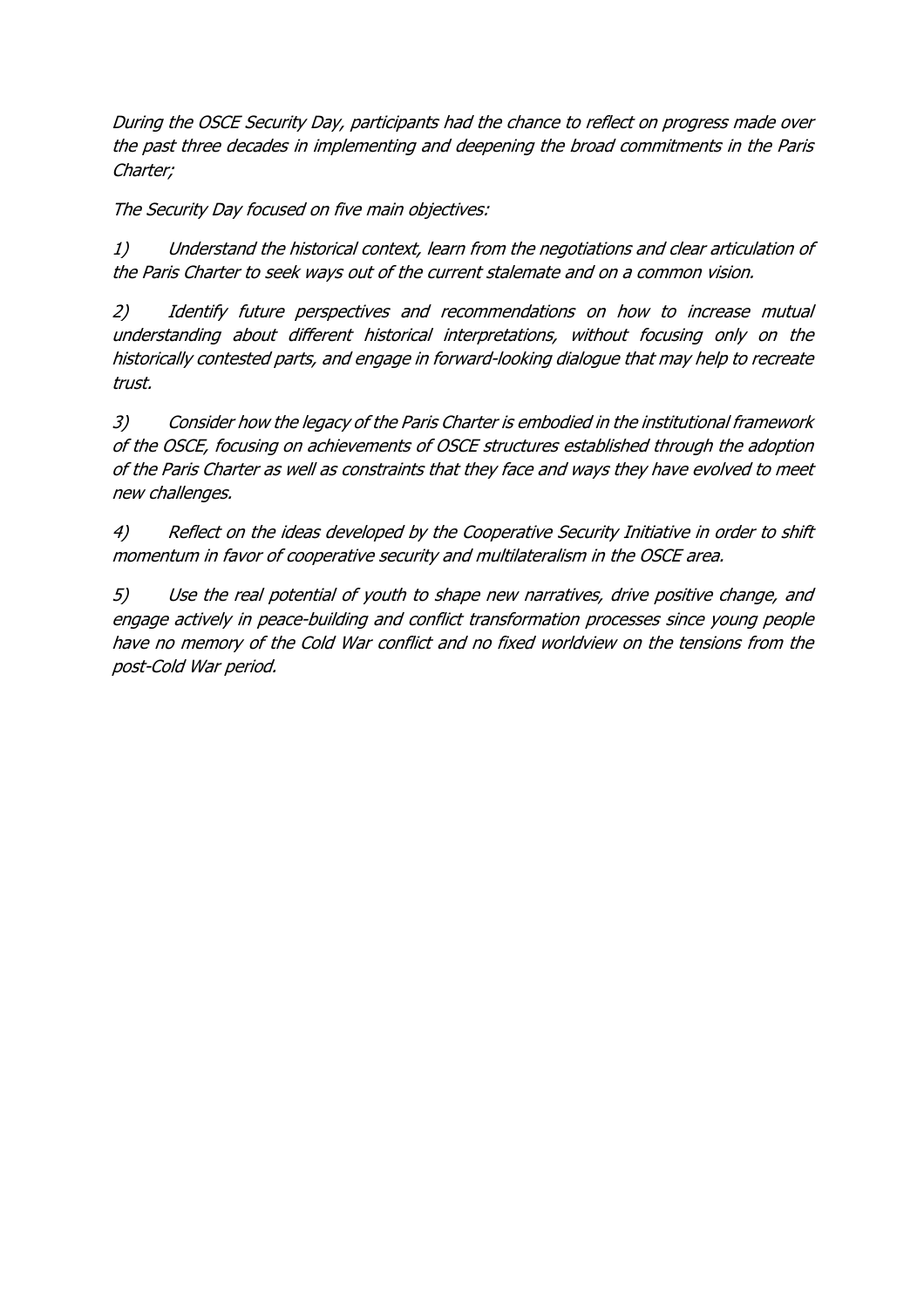*During the OSCE Security Day, participants had the chance to reflect on progress made over the past three decades in implementing and deepening the broad commitments in the Paris Charter;*

*The Security Day focused on five main objectives:*

*1) Understand the historical context, learn from the negotiations and clear articulation of the Paris Charter to seek ways out of the current stalemate and on a common vision.*

*2) Identify future perspectives and recommendations on how to increase mutual understanding about different historical interpretations, without focusing only on the historically contested parts, and engage in forward-looking dialogue that may help to recreate trust.*

*3) Consider how the legacy of the Paris Charter is embodied in the institutional framework of the OSCE, focusing on achievements of OSCE structures established through the adoption of the Paris Charter as well as constraints that they face and ways they have evolved to meet new challenges.*

*4) Reflect on the ideas developed by the Cooperative Security Initiative in order to shift momentum in favor of cooperative security and multilateralism in the OSCE area.*

*5) Use the real potential of youth to shape new narratives, drive positive change, and engage actively in peace-building and conflict transformation processes since young people have no memory of the Cold War conflict and no fixed worldview on the tensions from the post-Cold War period.*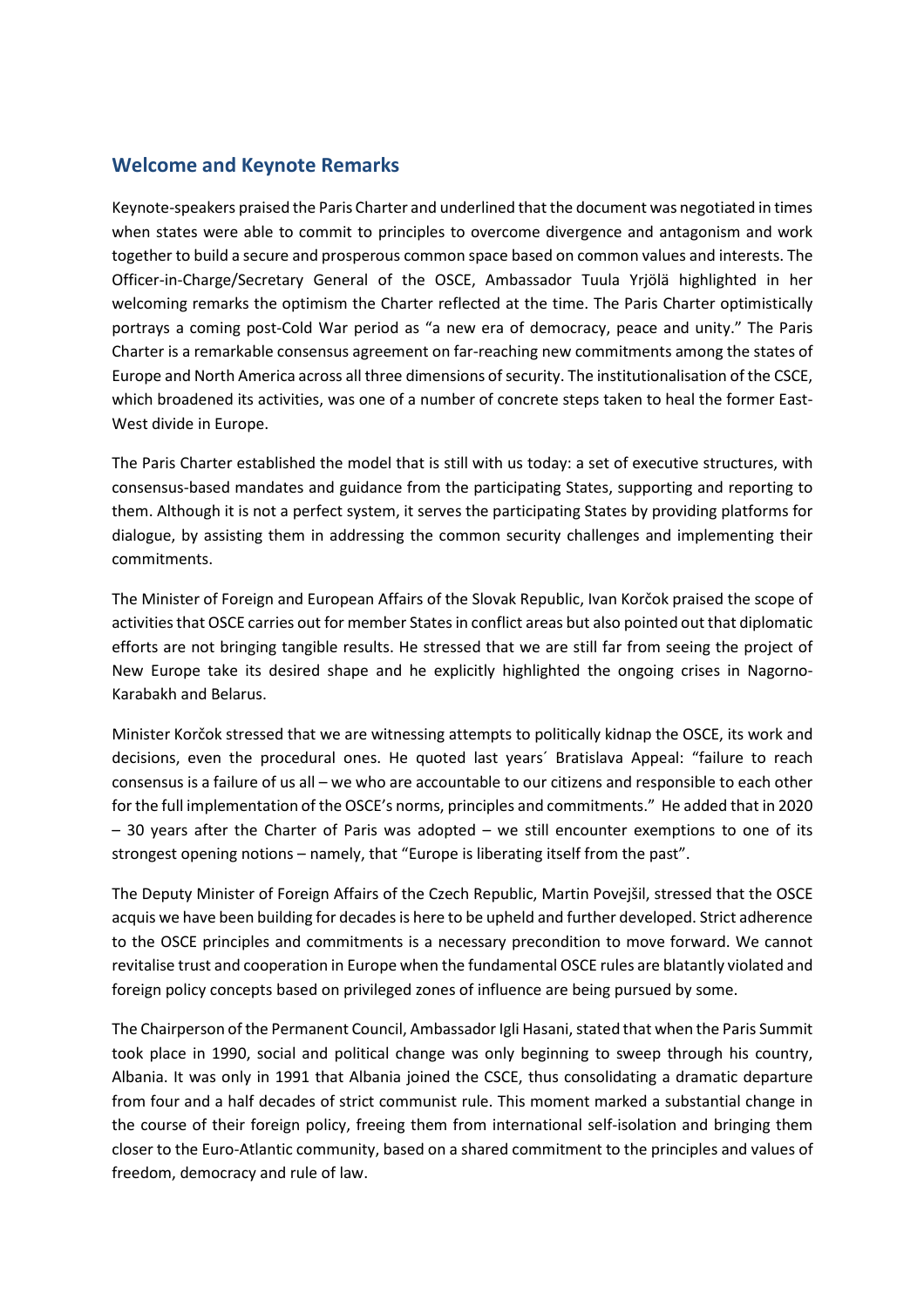## Welcome and Keynote Remarks

Keynote-speakers praised the Paris Charter and underlined that the document was negotiated in times when states were able to commit to principles to overcome divergence and antagonism and work together to build a secure and prosperous common space based on common values and interests. The Officer-in-Charge/Secretary General of the OSCE, Ambassador Tuula Yrjölä highlighted in her welcoming remarks the optimism the Charter reflected at the time. The Paris Charter optimistically portrays a coming post-Cold War period as "a new era of democracy, peace and unity." The Paris Charter is a remarkable consensus agreement on far-reaching new commitments among the states of Europe and North America across all three dimensions of security. The institutionalisation of the CSCE, which broadened its activities, was one of a number of concrete steps taken to heal the former East-West divide in Europe.

The Paris Charter established the model that is still with us today: a set of executive structures, with consensus-based mandates and guidance from the participating States, supporting and reporting to them. Although it is not a perfect system, it serves the participating States by providing platforms for dialogue, by assisting them in addressing the common security challenges and implementing their commitments.

The Minister of Foreign and European Affairs of the Slovak Republic, Ivan Korčok praised the scope of activities that OSCE carries out for member States in conflict areas but also pointed out that diplomatic efforts are not bringing tangible results. He stressed that we are still far from seeing the project of New Europe take its desired shape and he explicitly highlighted the ongoing crises in Nagorno-Karabakh and Belarus.

Minister Korčok stressed that we are witnessing attempts to politically kidnap the OSCE, its work and decisions, even the procedural ones. He quoted last years´ Bratislava Appeal: "failure to reach consensus is a failure of us all – we who are accountable to our citizens and responsible to each other for the full implementation of the OSCE's norms, principles and commitments." He added that in 2020 – 30 years after the Charter of Paris was adopted – we still encounter exemptions to one of its strongest opening notions – namely, that "Europe is liberating itself from the past".

The Deputy Minister of Foreign Affairs of the Czech Republic, Martin Povejšil, stressed that the OSCE acquis we have been building for decades is here to be upheld and further developed. Strict adherence to the OSCE principles and commitments is a necessary precondition to move forward. We cannot revitalise trust and cooperation in Europe when the fundamental OSCE rules are blatantly violated and foreign policy concepts based on privileged zones of influence are being pursued by some.

The Chairperson of the Permanent Council, Ambassador Igli Hasani, stated that when the Paris Summit took place in 1990, social and political change was only beginning to sweep through his country, Albania. It was only in 1991 that Albania joined the CSCE, thus consolidating a dramatic departure from four and a half decades of strict communist rule. This moment marked a substantial change in the course of their foreign policy, freeing them from international self-isolation and bringing them closer to the Euro-Atlantic community, based on a shared commitment to the principles and values of freedom, democracy and rule of law.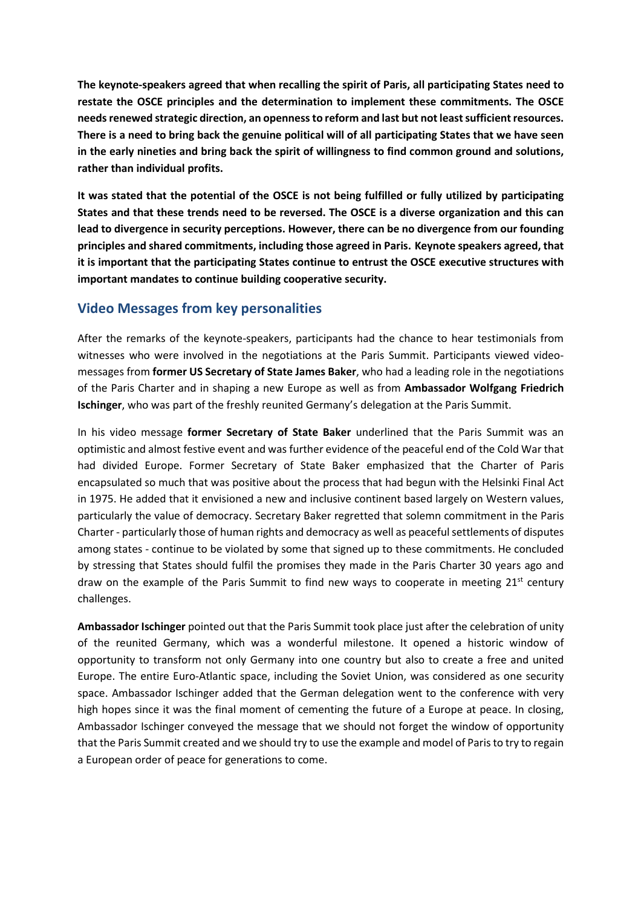**The keynote-speakers agreed that when recalling the spirit of Paris, all participating States need to restate the OSCE principles and the determination to implement these commitments. The OSCE needs renewed strategic direction, an openness to reform and last but not least sufficient resources. There is a need to bring back the genuine political will of all participating States that we have seen in the early nineties and bring back the spirit of willingness to find common ground and solutions, rather than individual profits.**

**It was stated that the potential of the OSCE is not being fulfilled or fully utilized by participating States and that these trends need to be reversed. The OSCE is a diverse organization and this can lead to divergence in security perceptions. However, there can be no divergence from our founding principles and shared commitments, including those agreed in Paris. Keynote speakers agreed, that it is important that the participating States continue to entrust the OSCE executive structures with important mandates to continue building cooperative security.**

## Video Messages from key personalities

After the remarks of the keynote-speakers, participants had the chance to hear testimonials from witnesses who were involved in the negotiations at the Paris Summit. Participants viewed video-messages from **former US Secretary of State James Baker**, who had a leading role in the negotiations of the Paris Charter and in shaping a new Europe as well as from **Ambassador Wolfgang Friedrich Ischinger**, who was part of the freshly reunited Germany's delegation at the Paris Summit.

In his video message **former Secretary of State Baker** underlined that the Paris Summit was an optimistic and almost festive event and was further evidence of the peaceful end of the Cold War that had divided Europe. Former Secretary of State Baker emphasized that the Charter of Paris encapsulated so much that was positive about the process that had begun with the Helsinki Final Act in 1975. He added that it envisioned a new and inclusive continent based largely on Western values, particularly the value of democracy. Secretary Baker regretted that solemn commitment in the Paris Charter - particularly those of human rights and democracy as well as peaceful settlements of disputes among states - continue to be violated by some that signed up to these commitments. He concluded by stressing that States should fulfil the promises they made in the Paris Charter 30 years ago and draw on the example of the Paris Summit to find new ways to cooperate in meeting 21st century challenges.

**Ambassador Ischinger** pointed out that the Paris Summit took place just after the celebration of unity of the reunited Germany, which was a wonderful milestone. It opened a historic window of opportunity to transform not only Germany into one country but also to create a free and united Europe. The entire Euro-Atlantic space, including the Soviet Union, was considered as one security space. Ambassador Ischinger added that the German delegation went to the conference with very high hopes since it was the final moment of cementing the future of a Europe at peace. In closing, Ambassador Ischinger conveyed the message that we should not forget the window of opportunity that the Paris Summit created and we should try to use the example and model of Paris to try to regain a European order of peace for generations to come.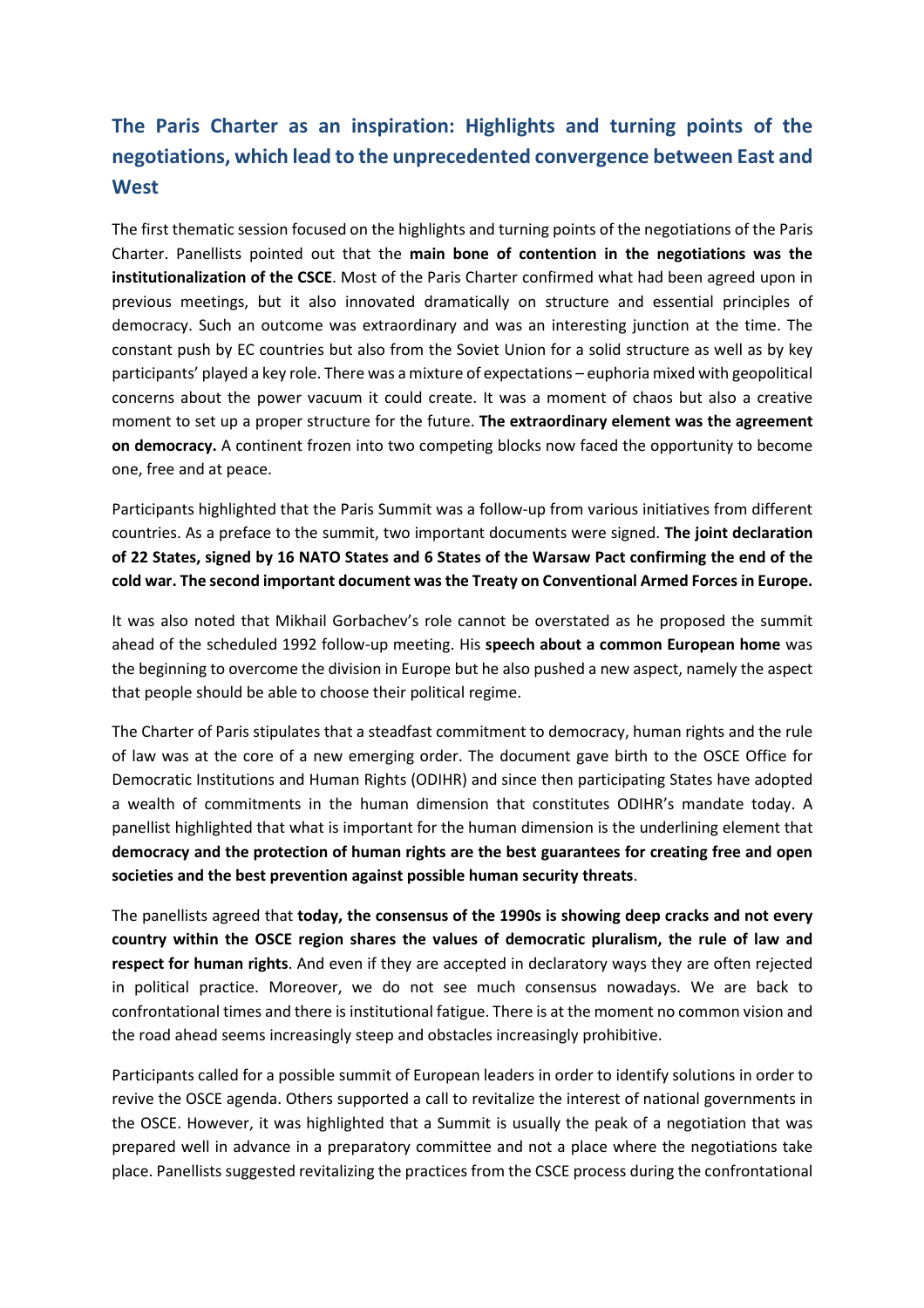## The Paris Charter as an inspiration: Highlights and turning points of the negotiations, which lead to the unprecedented convergence between East and West

The first thematic session focused on the highlights and turning points of the negotiations of the Paris Charter. Panellists pointed out that the **main bone of contention in the negotiations was the institutionalization of the CSCE**. Most of the Paris Charter confirmed what had been agreed upon in previous meetings, but it also innovated dramatically on structure and essential principles of democracy. Such an outcome was extraordinary and was an interesting junction at the time. The constant push by EC countries but also from the Soviet Union for a solid structure as well as by key participants' played a key role. There was a mixture of expectations – euphoria mixed with geopolitical concerns about the power vacuum it could create. It was a moment of chaos but also a creative moment to set up a proper structure for the future. **The extraordinary element was the agreement on democracy.** A continent frozen into two competing blocks now faced the opportunity to become one, free and at peace.

Participants highlighted that the Paris Summit was a follow-up from various initiatives from different countries. As a preface to the summit, two important documents were signed. **The joint declaration of 22 States, signed by 16 NATO States and 6 States of the Warsaw Pact confirming the end of the cold war. The second important document was the Treaty on Conventional Armed Forces in Europe.**

It was also noted that Mikhail Gorbachev's role cannot be overstated as he proposed the summit ahead of the scheduled 1992 follow-up meeting. His **speech about a common European home** was the beginning to overcome the division in Europe but he also pushed a new aspect, namely the aspect that people should be able to choose their political regime.

The Charter of Paris stipulates that a steadfast commitment to democracy, human rights and the rule of law was at the core of a new emerging order. The document gave birth to the OSCE Office for Democratic Institutions and Human Rights (ODIHR) and since then participating States have adopted a wealth of commitments in the human dimension that constitutes ODIHR's mandate today. A panellist highlighted that what is important for the human dimension is the underlining element that **democracy and the protection of human rights are the best guarantees for creating free and open societies and the best prevention against possible human security threats**.

The panellists agreed that **today, the consensus of the 1990s is showing deep cracks and not every country within the OSCE region shares the values of democratic pluralism, the rule of law and respect for human rights**. And even if they are accepted in declaratory ways they are often rejected in political practice. Moreover, we do not see much consensus nowadays. We are back to confrontational times and there is institutional fatigue. There is at the moment no common vision and the road ahead seems increasingly steep and obstacles increasingly prohibitive.

Participants called for a possible summit of European leaders in order to identify solutions in order to revive the OSCE agenda. Others supported a call to revitalize the interest of national governments in the OSCE. However, it was highlighted that a Summit is usually the peak of a negotiation that was prepared well in advance in a preparatory committee and not a place where the negotiations take place. Panellists suggested revitalizing the practices from the CSCE process during the confrontational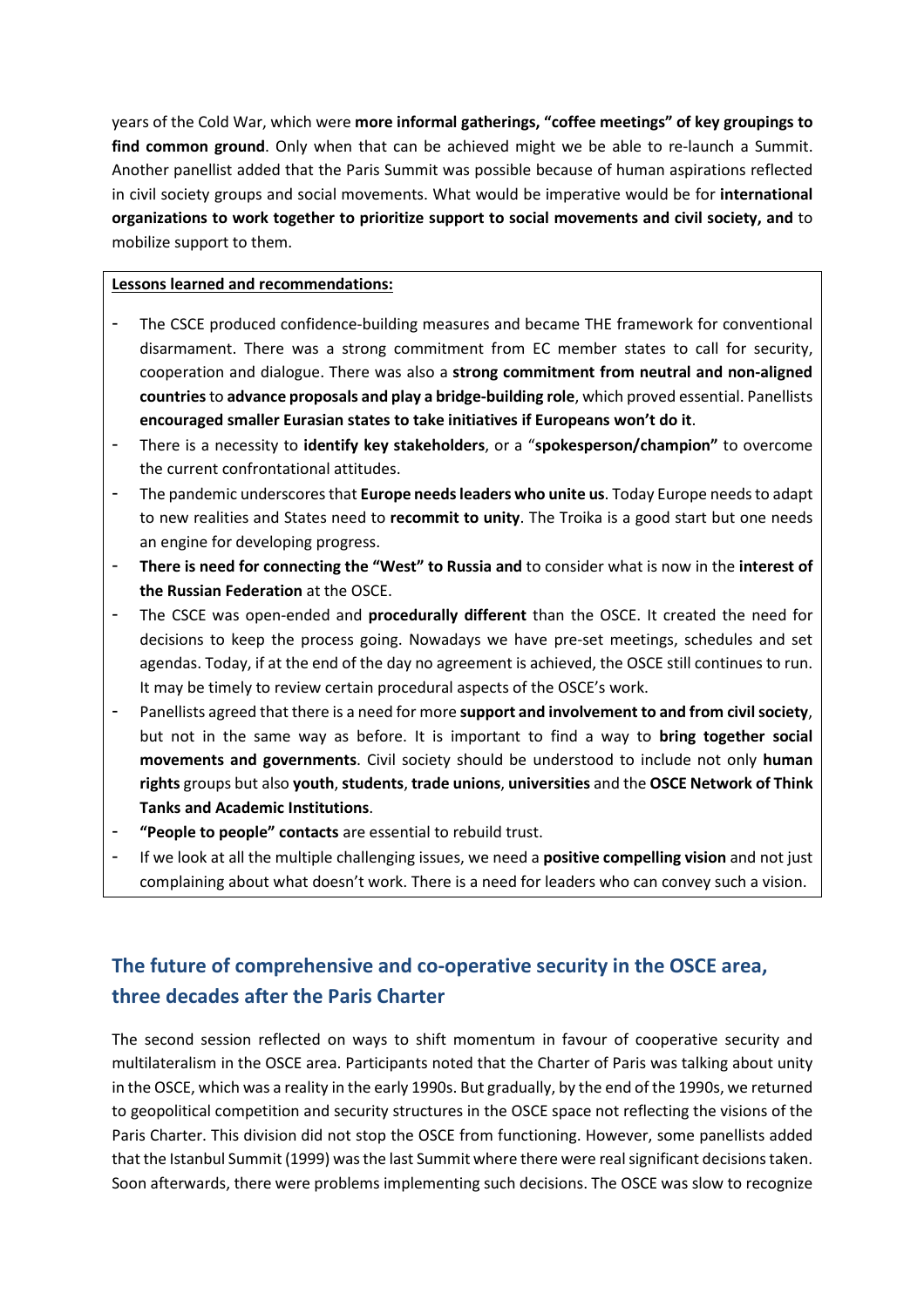years of the Cold War, which were **more informal gatherings, "coffee meetings" of key groupings to find common ground**. Only when that can be achieved might we be able to re-launch a Summit. Another panellist added that the Paris Summit was possible because of human aspirations reflected in civil society groups and social movements. What would be imperative would be for **international organizations to work together to prioritize support to social movements and civil society, and** to mobilize support to them.

**Lessons learned and recommendations:**

- The CSCE produced confidence-building measures and became THE framework for conventional disarmament. There was a strong commitment from EC member states to call for security, cooperation and dialogue. There was also a **strong commitment from neutral and non-aligned countries** to **advance proposals and play a bridge-building role**, which proved essential. Panellists **encouraged smaller Eurasian states to take initiatives if Europeans won't do it**.
- There is a necessity to **identify key stakeholders**, or a "**spokesperson/champion"** to overcome the current confrontational attitudes.
- The pandemic underscores that **Europe needs leaders who unite us**. Today Europe needs to adapt to new realities and States need to **recommit to unity**. The Troika is a good start but one needs an engine for developing progress.
- **There is need for connecting the "West" to Russia and** to consider what is now in the **interest of the Russian Federation** at the OSCE.
- The CSCE was open-ended and **procedurally different** than the OSCE. It created the need for decisions to keep the process going. Nowadays we have pre-set meetings, schedules and set agendas. Today, if at the end of the day no agreement is achieved, the OSCE still continues to run. It may be timely to review certain procedural aspects of the OSCE's work.
- Panellists agreed that there is a need for more **support and involvement to and from civil society**, but not in the same way as before. It is important to find a way to **bring together social movements and governments**. Civil society should be understood to include not only **human rights** groups but also **youth**, **students**, **trade unions**, **universities** and the **OSCE Network of Think Tanks and Academic Institutions**.
- **"People to people" contacts** are essential to rebuild trust.
- If we look at all the multiple challenging issues, we need a **positive compelling vision** and not just complaining about what doesn't work. There is a need for leaders who can convey such a vision.

## The future of comprehensive and co-operative security in the OSCE area, three decades after the Paris Charter

The second session reflected on ways to shift momentum in favour of cooperative security and multilateralism in the OSCE area. Participants noted that the Charter of Paris was talking about unity in the OSCE, which was a reality in the early 1990s. But gradually, by the end of the 1990s, we returned to geopolitical competition and security structures in the OSCE space not reflecting the visions of the Paris Charter. This division did not stop the OSCE from functioning. However, some panellists added that the Istanbul Summit (1999) was the last Summit where there were real significant decisions taken. Soon afterwards, there were problems implementing such decisions. The OSCE was slow to recognize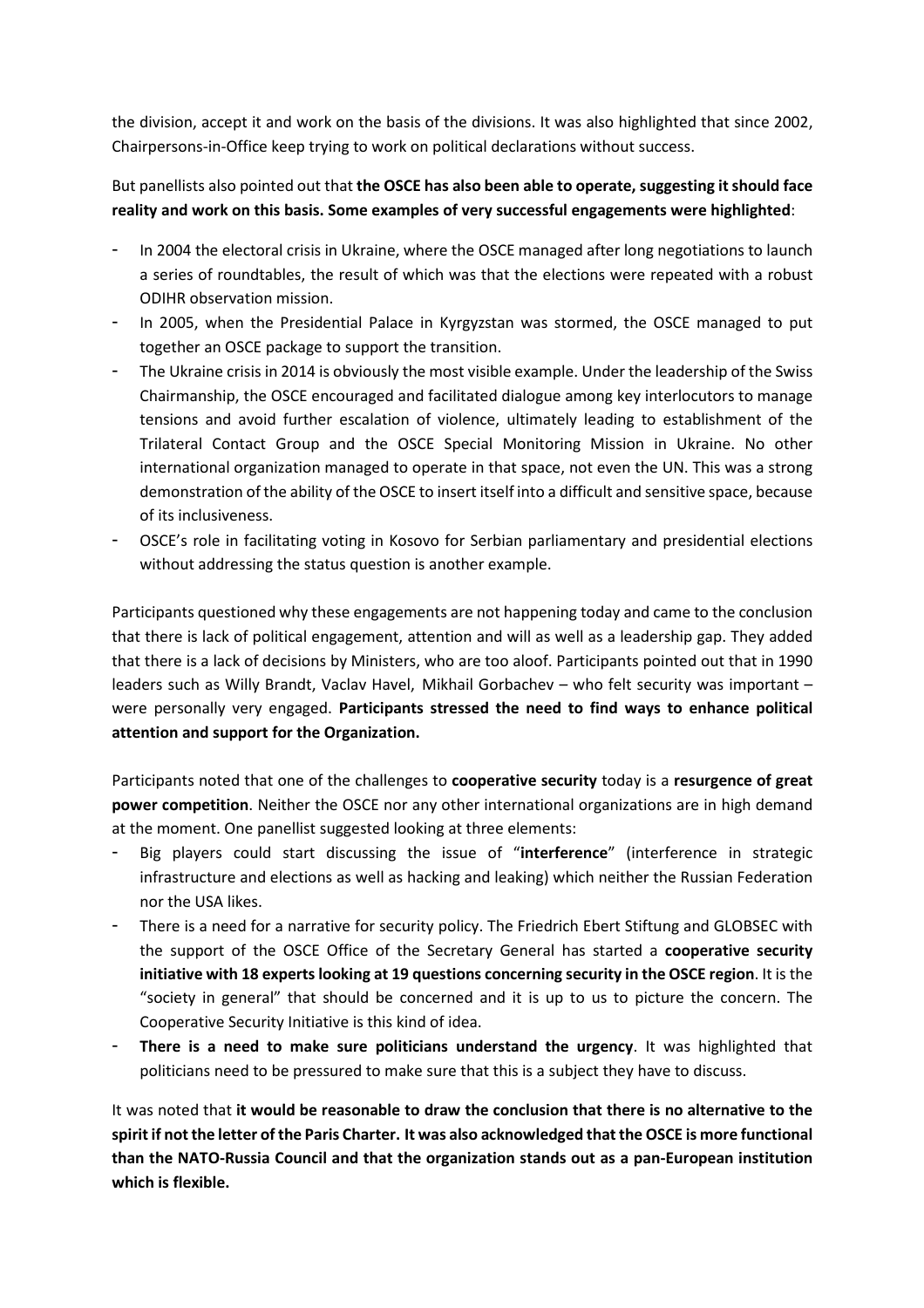the division, accept it and work on the basis of the divisions. It was also highlighted that since 2002, Chairpersons-in-Office keep trying to work on political declarations without success.

But panellists also pointed out that **the OSCE has also been able to operate, suggesting it should face reality and work on this basis. Some examples of very successful engagements were highlighted**:

- In 2004 the electoral crisis in Ukraine, where the OSCE managed after long negotiations to launch a series of roundtables, the result of which was that the elections were repeated with a robust ODIHR observation mission.
- In 2005, when the Presidential Palace in Kyrgyzstan was stormed, the OSCE managed to put together an OSCE package to support the transition.
- The Ukraine crisis in 2014 is obviously the most visible example. Under the leadership of the Swiss Chairmanship, the OSCE encouraged and facilitated dialogue among key interlocutors to manage tensions and avoid further escalation of violence, ultimately leading to establishment of the Trilateral Contact Group and the OSCE Special Monitoring Mission in Ukraine. No other international organization managed to operate in that space, not even the UN. This was a strong demonstration of the ability of the OSCE to insert itself into a difficult and sensitive space, because of its inclusiveness.
- OSCE's role in facilitating voting in Kosovo for Serbian parliamentary and presidential elections without addressing the status question is another example.

Participants questioned why these engagements are not happening today and came to the conclusion that there is lack of political engagement, attention and will as well as a leadership gap. They added that there is a lack of decisions by Ministers, who are too aloof. Participants pointed out that in 1990 leaders such as Willy Brandt, Vaclav Havel, Mikhail Gorbachev – who felt security was important – were personally very engaged. **Participants stressed the need to find ways to enhance political attention and support for the Organization.**

Participants noted that one of the challenges to **cooperative security** today is a **resurgence of great power competition**. Neither the OSCE nor any other international organizations are in high demand at the moment. One panellist suggested looking at three elements:

- Big players could start discussing the issue of "**interference**" (interference in strategic infrastructure and elections as well as hacking and leaking) which neither the Russian Federation nor the USA likes.
- There is a need for a narrative for security policy. The Friedrich Ebert Stiftung and GLOBSEC with the support of the OSCE Office of the Secretary General has started a **cooperative security initiative with 18 experts looking at 19 questions concerning security in the OSCE region**. It is the "society in general" that should be concerned and it is up to us to picture the concern. The Cooperative Security Initiative is this kind of idea.
- **There is a need to make sure politicians understand the urgency**. It was highlighted that politicians need to be pressured to make sure that this is a subject they have to discuss.

It was noted that **it would be reasonable to draw the conclusion that there is no alternative to the spirit if not the letter of the Paris Charter. It was also acknowledged that the OSCE is more functional than the NATO-Russia Council and that the organization stands out as a pan-European institution which is flexible.**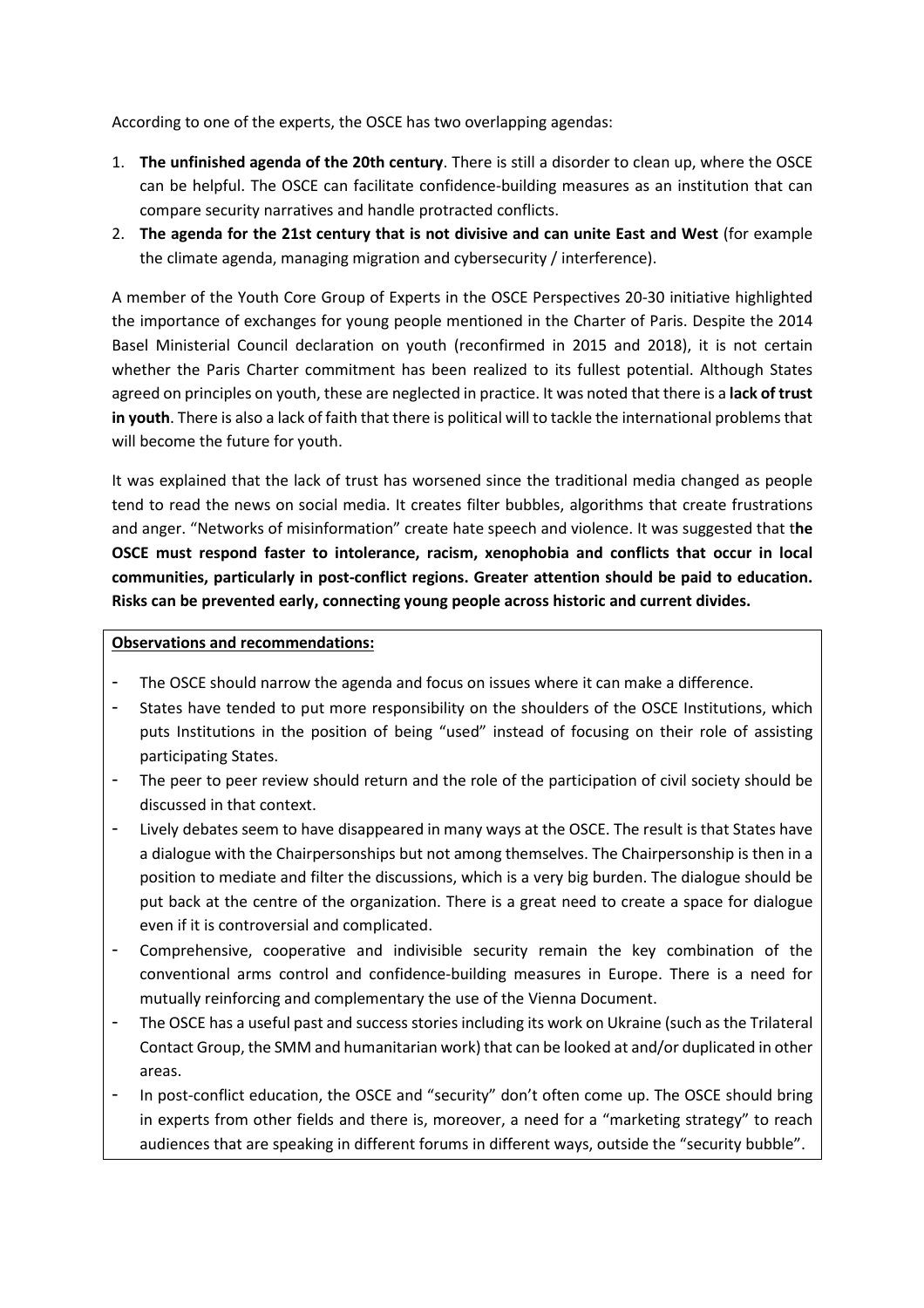According to one of the experts, the OSCE has two overlapping agendas:

1. **The unfinished agenda of the 20th century**. There is still a disorder to clean up, where the OSCE can be helpful. The OSCE can facilitate confidence-building measures as an institution that can compare security narratives and handle protracted conflicts.
2. **The agenda for the 21st century that is not divisive and can unite East and West** (for example the climate agenda, managing migration and cybersecurity / interference).

A member of the Youth Core Group of Experts in the OSCE Perspectives 20-30 initiative highlighted the importance of exchanges for young people mentioned in the Charter of Paris. Despite the 2014 Basel Ministerial Council declaration on youth (reconfirmed in 2015 and 2018), it is not certain whether the Paris Charter commitment has been realized to its fullest potential. Although States agreed on principles on youth, these are neglected in practice. It was noted that there is a **lack of trust in youth**. There is also a lack of faith that there is political will to tackle the international problems that will become the future for youth.

It was explained that the lack of trust has worsened since the traditional media changed as people tend to read the news on social media. It creates filter bubbles, algorithms that create frustrations and anger. "Networks of misinformation" create hate speech and violence. It was suggested that t**he OSCE must respond faster to intolerance, racism, xenophobia and conflicts that occur in local communities, particularly in post-conflict regions. Greater attention should be paid to education. Risks can be prevented early, connecting young people across historic and current divides.**

**Observations and recommendations:**

- The OSCE should narrow the agenda and focus on issues where it can make a difference.
- States have tended to put more responsibility on the shoulders of the OSCE Institutions, which puts Institutions in the position of being "used" instead of focusing on their role of assisting participating States.
- The peer to peer review should return and the role of the participation of civil society should be discussed in that context.
- Lively debates seem to have disappeared in many ways at the OSCE. The result is that States have a dialogue with the Chairpersonships but not among themselves. The Chairpersonship is then in a position to mediate and filter the discussions, which is a very big burden. The dialogue should be put back at the centre of the organization. There is a great need to create a space for dialogue even if it is controversial and complicated.
- Comprehensive, cooperative and indivisible security remain the key combination of the conventional arms control and confidence-building measures in Europe. There is a need for mutually reinforcing and complementary the use of the Vienna Document.
- The OSCE has a useful past and success stories including its work on Ukraine (such as the Trilateral Contact Group, the SMM and humanitarian work) that can be looked at and/or duplicated in other areas.
- In post-conflict education, the OSCE and "security" don't often come up. The OSCE should bring in experts from other fields and there is, moreover, a need for a "marketing strategy" to reach audiences that are speaking in different forums in different ways, outside the "security bubble".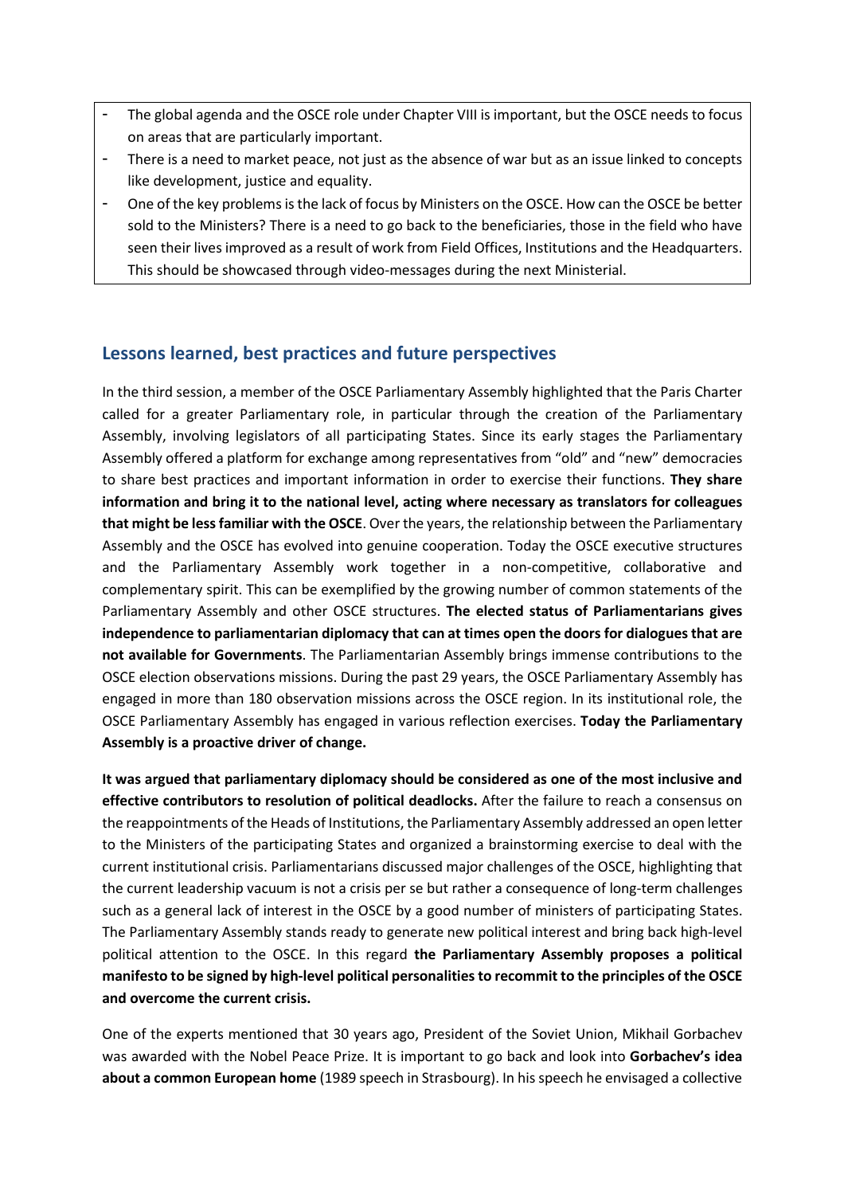- The global agenda and the OSCE role under Chapter VIII is important, but the OSCE needs to focus on areas that are particularly important.
- There is a need to market peace, not just as the absence of war but as an issue linked to concepts like development, justice and equality.
- One of the key problems is the lack of focus by Ministers on the OSCE. How can the OSCE be better sold to the Ministers? There is a need to go back to the beneficiaries, those in the field who have seen their lives improved as a result of work from Field Offices, Institutions and the Headquarters. This should be showcased through video-messages during the next Ministerial.

## Lessons learned, best practices and future perspectives

In the third session, a member of the OSCE Parliamentary Assembly highlighted that the Paris Charter called for a greater Parliamentary role, in particular through the creation of the Parliamentary Assembly, involving legislators of all participating States. Since its early stages the Parliamentary Assembly offered a platform for exchange among representatives from "old" and "new" democracies to share best practices and important information in order to exercise their functions. **They share information and bring it to the national level, acting where necessary as translators for colleagues that might be less familiar with the OSCE**. Over the years, the relationship between the Parliamentary Assembly and the OSCE has evolved into genuine cooperation. Today the OSCE executive structures and the Parliamentary Assembly work together in a non-competitive, collaborative and complementary spirit. This can be exemplified by the growing number of common statements of the Parliamentary Assembly and other OSCE structures. **The elected status of Parliamentarians gives independence to parliamentarian diplomacy that can at times open the doors for dialogues that are not available for Governments**. The Parliamentarian Assembly brings immense contributions to the OSCE election observations missions. During the past 29 years, the OSCE Parliamentary Assembly has engaged in more than 180 observation missions across the OSCE region. In its institutional role, the OSCE Parliamentary Assembly has engaged in various reflection exercises. **Today the Parliamentary Assembly is a proactive driver of change.**

**It was argued that parliamentary diplomacy should be considered as one of the most inclusive and effective contributors to resolution of political deadlocks.** After the failure to reach a consensus on the reappointments of the Heads of Institutions, the Parliamentary Assembly addressed an open letter to the Ministers of the participating States and organized a brainstorming exercise to deal with the current institutional crisis. Parliamentarians discussed major challenges of the OSCE, highlighting that the current leadership vacuum is not a crisis per se but rather a consequence of long-term challenges such as a general lack of interest in the OSCE by a good number of ministers of participating States. The Parliamentary Assembly stands ready to generate new political interest and bring back high-level political attention to the OSCE. In this regard **the Parliamentary Assembly proposes a political manifesto to be signed by high-level political personalities to recommit to the principles of the OSCE and overcome the current crisis.**

One of the experts mentioned that 30 years ago, President of the Soviet Union, Mikhail Gorbachev was awarded with the Nobel Peace Prize. It is important to go back and look into **Gorbachev's idea about a common European home** (1989 speech in Strasbourg). In his speech he envisaged a collective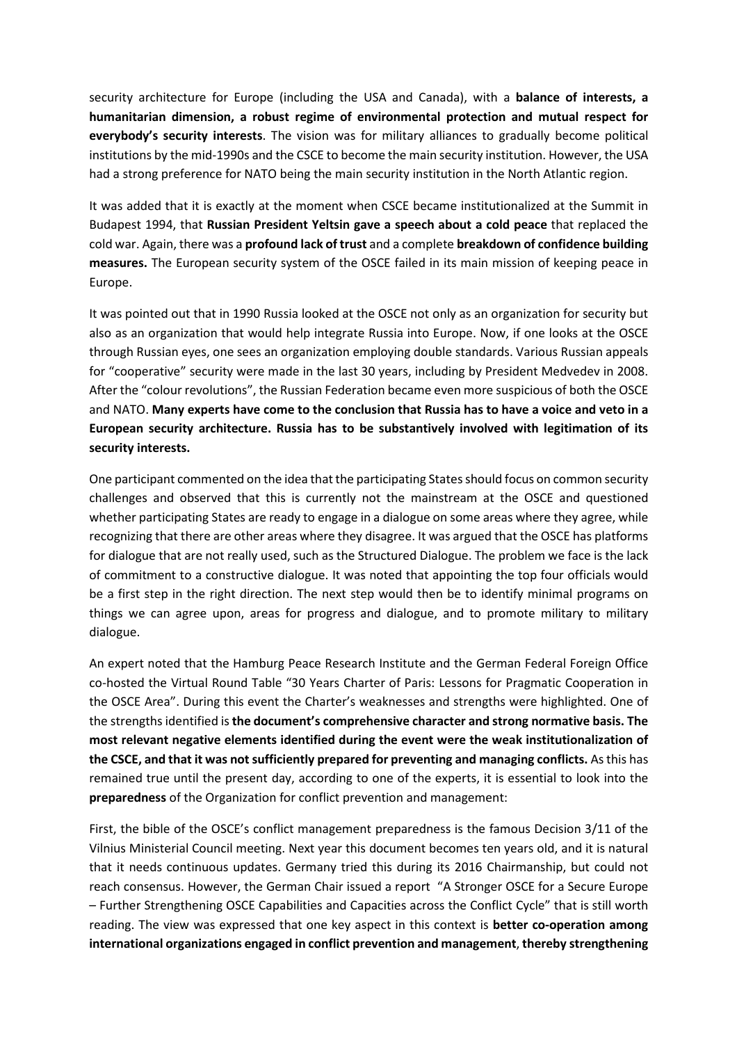security architecture for Europe (including the USA and Canada), with a **balance of interests, a humanitarian dimension, a robust regime of environmental protection and mutual respect for everybody's security interests**. The vision was for military alliances to gradually become political institutions by the mid-1990s and the CSCE to become the main security institution. However, the USA had a strong preference for NATO being the main security institution in the North Atlantic region.

It was added that it is exactly at the moment when CSCE became institutionalized at the Summit in Budapest 1994, that **Russian President Yeltsin gave a speech about a cold peace** that replaced the cold war. Again, there was a **profound lack of trust** and a complete **breakdown of confidence building measures.** The European security system of the OSCE failed in its main mission of keeping peace in Europe.

It was pointed out that in 1990 Russia looked at the OSCE not only as an organization for security but also as an organization that would help integrate Russia into Europe. Now, if one looks at the OSCE through Russian eyes, one sees an organization employing double standards. Various Russian appeals for "cooperative" security were made in the last 30 years, including by President Medvedev in 2008. After the "colour revolutions", the Russian Federation became even more suspicious of both the OSCE and NATO. **Many experts have come to the conclusion that Russia has to have a voice and veto in a European security architecture. Russia has to be substantively involved with legitimation of its security interests.**

One participant commented on the idea that the participating States should focus on common security challenges and observed that this is currently not the mainstream at the OSCE and questioned whether participating States are ready to engage in a dialogue on some areas where they agree, while recognizing that there are other areas where they disagree. It was argued that the OSCE has platforms for dialogue that are not really used, such as the Structured Dialogue. The problem we face is the lack of commitment to a constructive dialogue. It was noted that appointing the top four officials would be a first step in the right direction. The next step would then be to identify minimal programs on things we can agree upon, areas for progress and dialogue, and to promote military to military dialogue.

An expert noted that the Hamburg Peace Research Institute and the German Federal Foreign Office co-hosted the Virtual Round Table "30 Years Charter of Paris: Lessons for Pragmatic Cooperation in the OSCE Area". During this event the Charter's weaknesses and strengths were highlighted. One of the strengths identified is **the document's comprehensive character and strong normative basis. The most relevant negative elements identified during the event were the weak institutionalization of the CSCE, and that it was not sufficiently prepared for preventing and managing conflicts.** As this has remained true until the present day, according to one of the experts, it is essential to look into the **preparedness** of the Organization for conflict prevention and management:

First, the bible of the OSCE's conflict management preparedness is the famous Decision 3/11 of the Vilnius Ministerial Council meeting. Next year this document becomes ten years old, and it is natural that it needs continuous updates. Germany tried this during its 2016 Chairmanship, but could not reach consensus. However, the German Chair issued a report "A Stronger OSCE for a Secure Europe – Further Strengthening OSCE Capabilities and Capacities across the Conflict Cycle" that is still worth reading. The view was expressed that one key aspect in this context is **better co-operation among international organizations engaged in conflict prevention and management**, **thereby strengthening**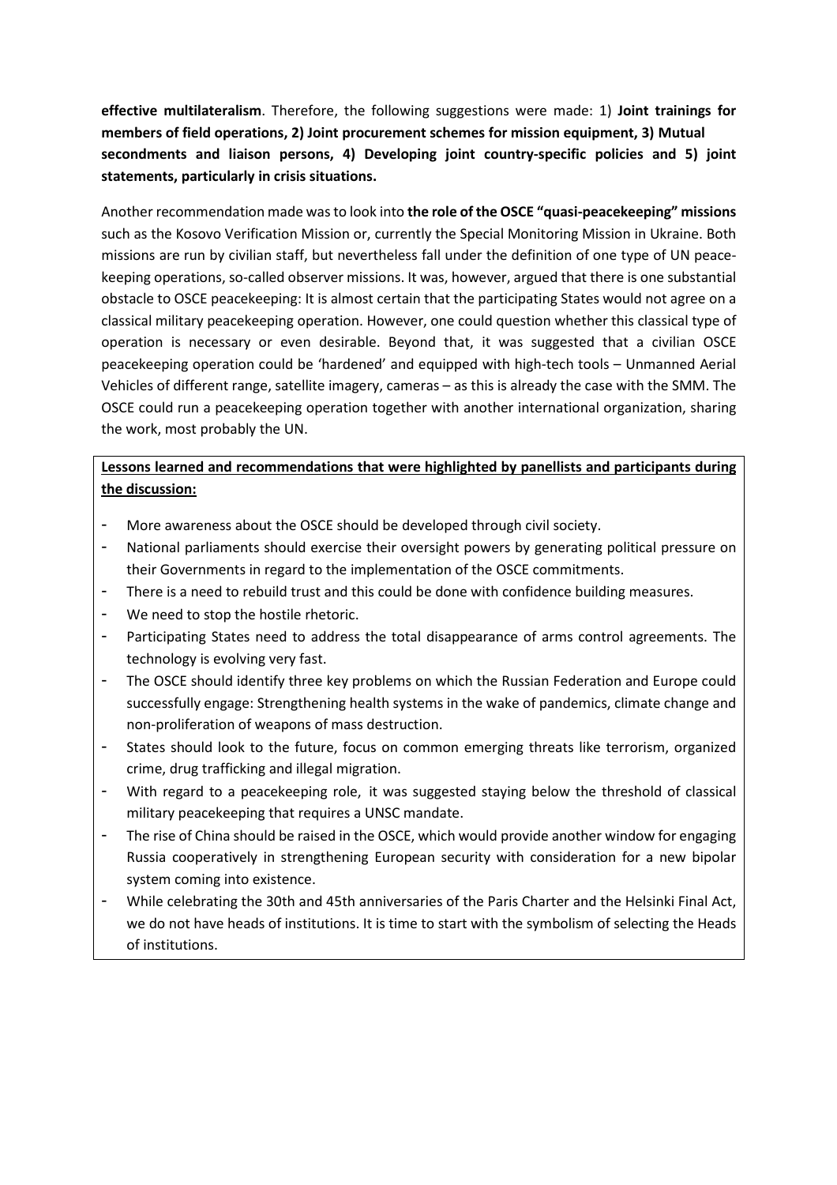**effective multilateralism**. Therefore, the following suggestions were made: 1) **Joint trainings for members of field operations, 2) Joint procurement schemes for mission equipment, 3) Mutual secondments and liaison persons, 4) Developing joint country-specific policies and 5) joint statements, particularly in crisis situations.**

Another recommendation made was to look into **the role of the OSCE "quasi-peacekeeping" missions** such as the Kosovo Verification Mission or, currently the Special Monitoring Mission in Ukraine. Both missions are run by civilian staff, but nevertheless fall under the definition of one type of UN peace-keeping operations, so-called observer missions. It was, however, argued that there is one substantial obstacle to OSCE peacekeeping: It is almost certain that the participating States would not agree on a classical military peacekeeping operation. However, one could question whether this classical type of operation is necessary or even desirable. Beyond that, it was suggested that a civilian OSCE peacekeeping operation could be 'hardened' and equipped with high-tech tools – Unmanned Aerial Vehicles of different range, satellite imagery, cameras – as this is already the case with the SMM. The OSCE could run a peacekeeping operation together with another international organization, sharing the work, most probably the UN.

**Lessons learned and recommendations that were highlighted by panellists and participants during the discussion:**

- More awareness about the OSCE should be developed through civil society.
- National parliaments should exercise their oversight powers by generating political pressure on their Governments in regard to the implementation of the OSCE commitments.
- There is a need to rebuild trust and this could be done with confidence building measures.
- We need to stop the hostile rhetoric.
- Participating States need to address the total disappearance of arms control agreements. The technology is evolving very fast.
- The OSCE should identify three key problems on which the Russian Federation and Europe could successfully engage: Strengthening health systems in the wake of pandemics, climate change and non-proliferation of weapons of mass destruction.
- States should look to the future, focus on common emerging threats like terrorism, organized crime, drug trafficking and illegal migration.
- With regard to a peacekeeping role, it was suggested staying below the threshold of classical military peacekeeping that requires a UNSC mandate.
- The rise of China should be raised in the OSCE, which would provide another window for engaging Russia cooperatively in strengthening European security with consideration for a new bipolar system coming into existence.
- While celebrating the 30th and 45th anniversaries of the Paris Charter and the Helsinki Final Act, we do not have heads of institutions. It is time to start with the symbolism of selecting the Heads of institutions.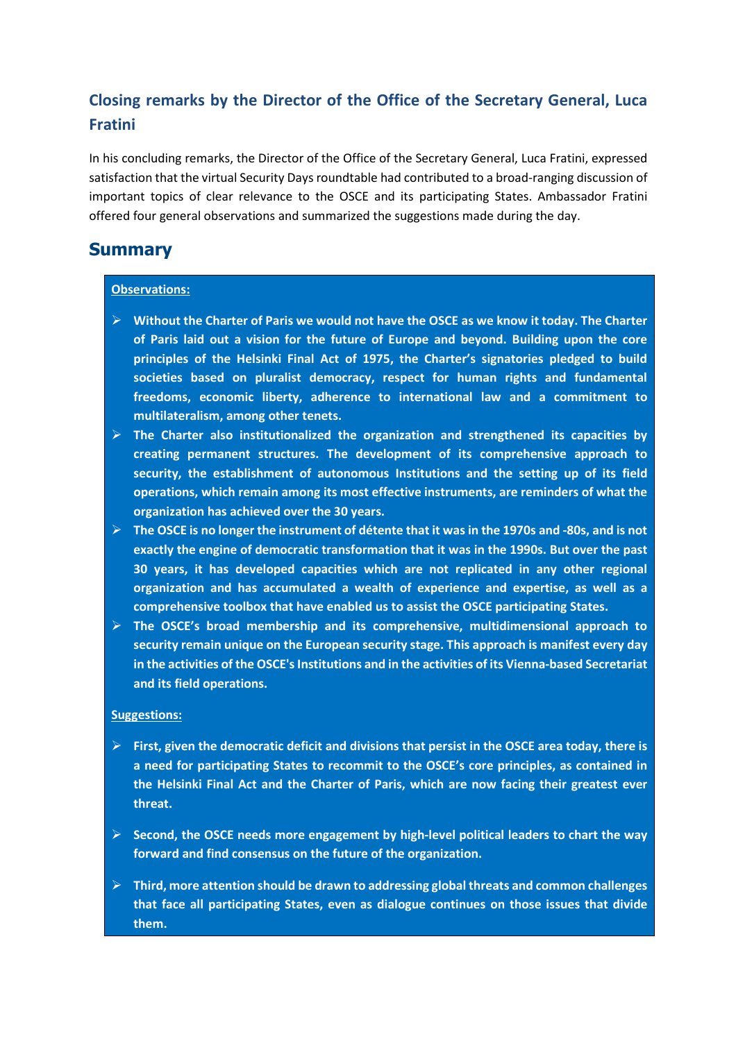### Closing remarks by the Director of the Office of the Secretary General, Luca Fratini

In his concluding remarks, the Director of the Office of the Secretary General, Luca Fratini, expressed satisfaction that the virtual Security Days roundtable had contributed to a broad-ranging discussion of important topics of clear relevance to the OSCE and its participating States. Ambassador Fratini offered four general observations and summarized the suggestions made during the day.

## Summary

**Observations:**

- **Without the Charter of Paris we would not have the OSCE as we know it today. The Charter of Paris laid out a vision for the future of Europe and beyond. Building upon the core principles of the Helsinki Final Act of 1975, the Charter's signatories pledged to build societies based on pluralist democracy, respect for human rights and fundamental freedoms, economic liberty, adherence to international law and a commitment to multilateralism, among other tenets.**
- **The Charter also institutionalized the organization and strengthened its capacities by creating permanent structures. The development of its comprehensive approach to security, the establishment of autonomous Institutions and the setting up of its field operations, which remain among its most effective instruments, are reminders of what the organization has achieved over the 30 years.**
- **The OSCE is no longer the instrument of détente that it was in the 1970s and -80s, and is not exactly the engine of democratic transformation that it was in the 1990s. But over the past 30 years, it has developed capacities which are not replicated in any other regional organization and has accumulated a wealth of experience and expertise, as well as a comprehensive toolbox that have enabled us to assist the OSCE participating States.**
- **The OSCE's broad membership and its comprehensive, multidimensional approach to security remain unique on the European security stage. This approach is manifest every day in the activities of the OSCE's Institutions and in the activities of its Vienna-based Secretariat and its field operations.**

**Suggestions:**

- **First, given the democratic deficit and divisions that persist in the OSCE area today, there is a need for participating States to recommit to the OSCE's core principles, as contained in the Helsinki Final Act and the Charter of Paris, which are now facing their greatest ever threat.**

- **Second, the OSCE needs more engagement by high-level political leaders to chart the way forward and find consensus on the future of the organization.**

- **Third, more attention should be drawn to addressing global threats and common challenges that face all participating States, even as dialogue continues on those issues that divide them.**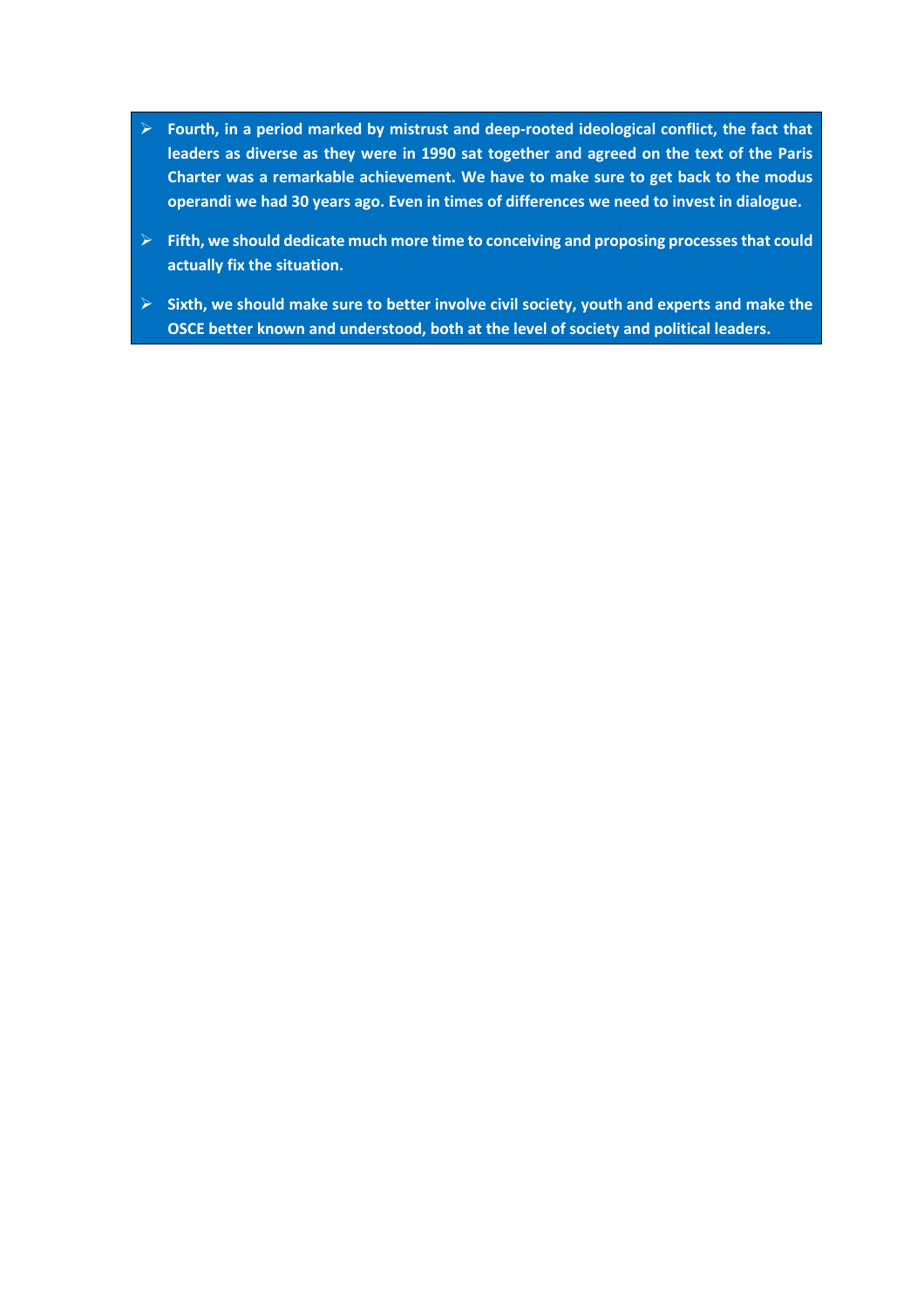- **Fourth, in a period marked by mistrust and deep-rooted ideological conflict, the fact that leaders as diverse as they were in 1990 sat together and agreed on the text of the Paris Charter was a remarkable achievement. We have to make sure to get back to the modus operandi we had 30 years ago. Even in times of differences we need to invest in dialogue.**
- **Fifth, we should dedicate much more time to conceiving and proposing processes that could actually fix the situation.**
- **Sixth, we should make sure to better involve civil society, youth and experts and make the OSCE better known and understood, both at the level of society and political leaders.**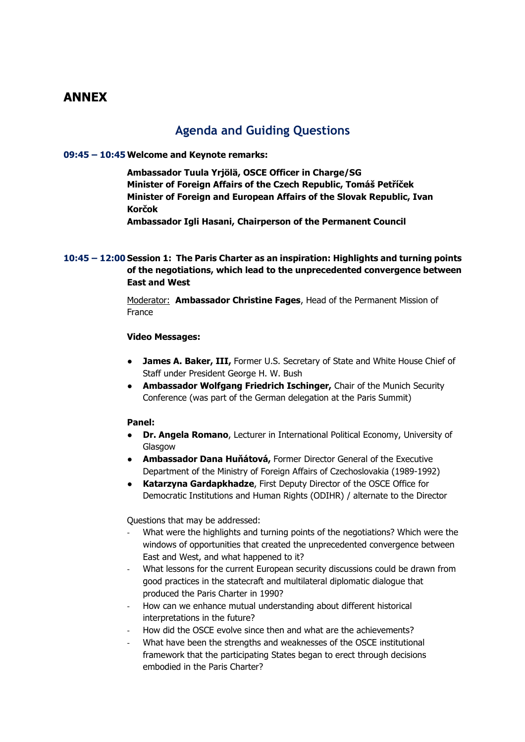# ANNEX

## Agenda and Guiding Questions

**09:45 – 10:45 Welcome and Keynote remarks:**

**Ambassador Tuula Yrjölä, OSCE Officer in Charge/SG**
**Minister of Foreign Affairs of the Czech Republic, Tomáš Petříček**
**Minister of Foreign and European Affairs of the Slovak Republic, Ivan Korčok**
**Ambassador Igli Hasani, Chairperson of the Permanent Council**

**10:45 – 12:00 Session 1: The Paris Charter as an inspiration: Highlights and turning points of the negotiations, which lead to the unprecedented convergence between East and West**

Moderator: **Ambassador Christine Fages**, Head of the Permanent Mission of France

**Video Messages:**

- **James A. Baker, III,** Former U.S. Secretary of State and White House Chief of Staff under President George H. W. Bush
- **Ambassador Wolfgang Friedrich Ischinger,** Chair of the Munich Security Conference (was part of the German delegation at the Paris Summit)

**Panel:**

- **Dr. Angela Romano**, Lecturer in International Political Economy, University of Glasgow
- **Ambassador Dana Huňátová,** Former Director General of the Executive Department of the Ministry of Foreign Affairs of Czechoslovakia (1989-1992)
- **Katarzyna Gardapkhadze**, First Deputy Director of the OSCE Office for Democratic Institutions and Human Rights (ODIHR) / alternate to the Director

Questions that may be addressed:

- What were the highlights and turning points of the negotiations? Which were the windows of opportunities that created the unprecedented convergence between East and West, and what happened to it?
- What lessons for the current European security discussions could be drawn from good practices in the statecraft and multilateral diplomatic dialogue that produced the Paris Charter in 1990?
- How can we enhance mutual understanding about different historical interpretations in the future?
- How did the OSCE evolve since then and what are the achievements?
- What have been the strengths and weaknesses of the OSCE institutional framework that the participating States began to erect through decisions embodied in the Paris Charter?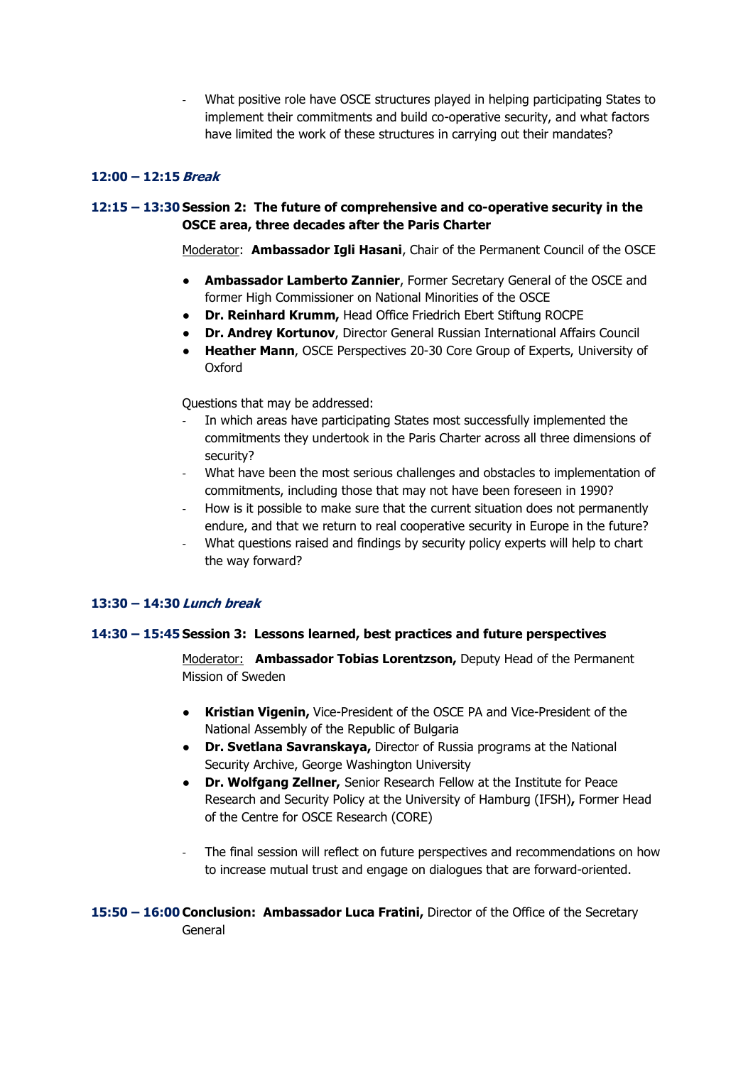- What positive role have OSCE structures played in helping participating States to implement their commitments and build co-operative security, and what factors have limited the work of these structures in carrying out their mandates?

**12:00 – 12:15** ***Break***

**12:15 – 13:30 Session 2: The future of comprehensive and co-operative security in the OSCE area, three decades after the Paris Charter**

Moderator: **Ambassador Igli Hasani**, Chair of the Permanent Council of the OSCE

- **Ambassador Lamberto Zannier**, Former Secretary General of the OSCE and former High Commissioner on National Minorities of the OSCE
- **Dr. Reinhard Krumm,** Head Office Friedrich Ebert Stiftung ROCPE
- **Dr. Andrey Kortunov**, Director General Russian International Affairs Council
- **Heather Mann**, OSCE Perspectives 20-30 Core Group of Experts, University of Oxford

Questions that may be addressed:

- In which areas have participating States most successfully implemented the commitments they undertook in the Paris Charter across all three dimensions of security?
- What have been the most serious challenges and obstacles to implementation of commitments, including those that may not have been foreseen in 1990?
- How is it possible to make sure that the current situation does not permanently endure, and that we return to real cooperative security in Europe in the future?
- What questions raised and findings by security policy experts will help to chart the way forward?

**13:30 – 14:30** ***Lunch break***

**14:30 – 15:45 Session 3: Lessons learned, best practices and future perspectives**

Moderator: **Ambassador Tobias Lorentzson,** Deputy Head of the Permanent Mission of Sweden

- **Kristian Vigenin,** Vice-President of the OSCE PA and Vice-President of the National Assembly of the Republic of Bulgaria
- **Dr. Svetlana Savranskaya,** Director of Russia programs at the National Security Archive, George Washington University
- **Dr. Wolfgang Zellner,** Senior Research Fellow at the Institute for Peace Research and Security Policy at the University of Hamburg (IFSH)**,** Former Head of the Centre for OSCE Research (CORE)

- The final session will reflect on future perspectives and recommendations on how to increase mutual trust and engage on dialogues that are forward-oriented.

**15:50 – 16:00 Conclusion: Ambassador Luca Fratini,** Director of the Office of the Secretary General